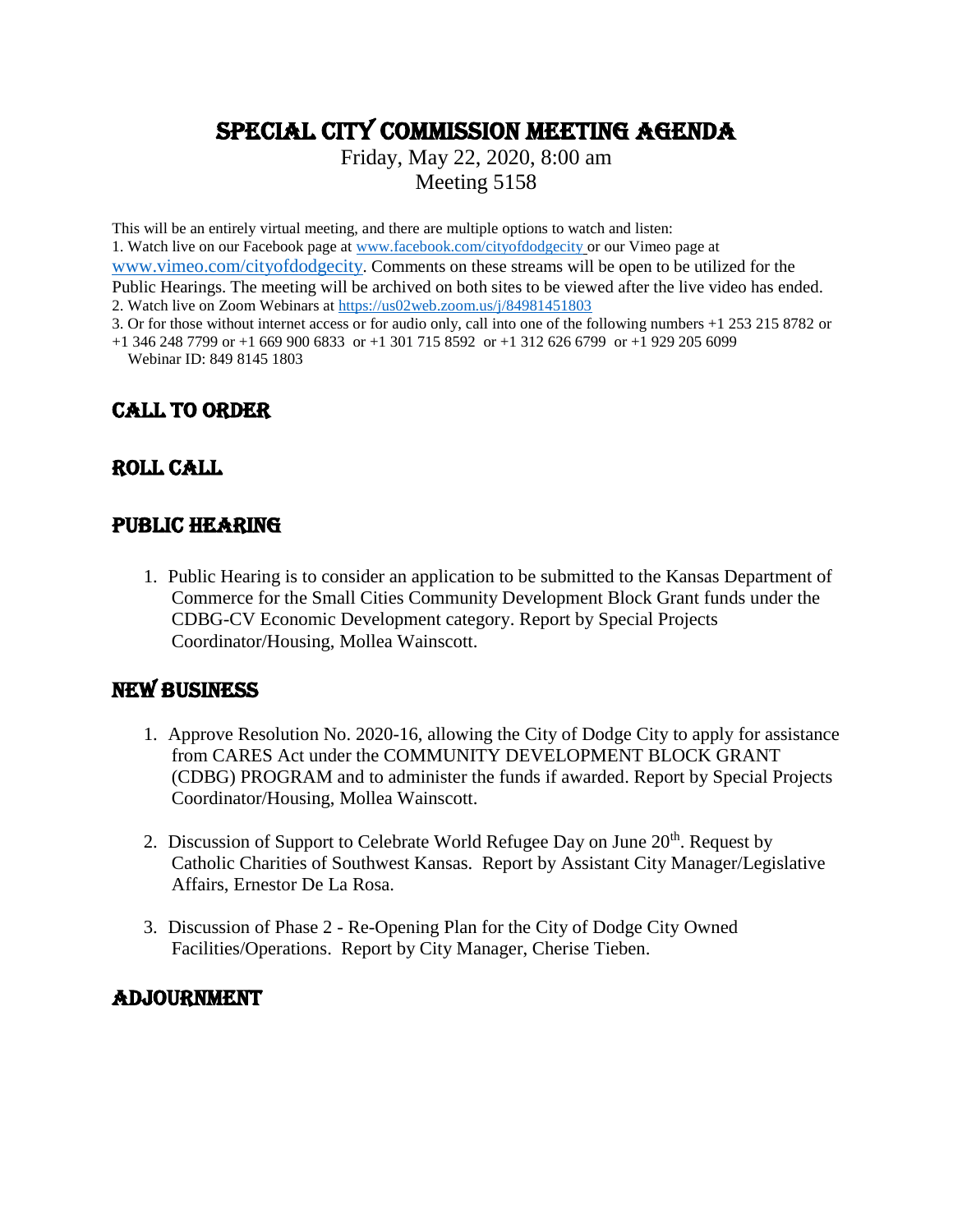# Special City Commission Meeting Agenda

Friday, May 22, 2020, 8:00 am

Meeting 5158

This will be an entirely virtual meeting, and there are multiple options to watch and listen:

1. Watch live on our Facebook page at www.facebook.com/cityofdodgecity or our Vimeo page at www.vimeo.com/cityofdodgecity. Comments on these streams will be open to be utilized for the Public Hearings. The meeting will be archived on both sites to be viewed after the live video has ended.
2. Watch live on Zoom Webinars at https://us02web.zoom.us/j/84981451803
3. Or for those without internet access or for audio only, call into one of the following numbers +1 253 215 8782 or +1 346 248 7799 or +1 669 900 6833 or +1 301 715 8592 or +1 312 626 6799 or +1 929 205 6099
   Webinar ID: 849 8145 1803

## Call to Order

## Roll Call

## Public Hearing

1. Public Hearing is to consider an application to be submitted to the Kansas Department of Commerce for the Small Cities Community Development Block Grant funds under the CDBG-CV Economic Development category. Report by Special Projects Coordinator/Housing, Mollea Wainscott.

## New Business

1. Approve Resolution No. 2020-16, allowing the City of Dodge City to apply for assistance from CARES Act under the COMMUNITY DEVELOPMENT BLOCK GRANT (CDBG) PROGRAM and to administer the funds if awarded. Report by Special Projects Coordinator/Housing, Mollea Wainscott.

2. Discussion of Support to Celebrate World Refugee Day on June 20th. Request by Catholic Charities of Southwest Kansas. Report by Assistant City Manager/Legislative Affairs, Ernestor De La Rosa.

3. Discussion of Phase 2 - Re-Opening Plan for the City of Dodge City Owned Facilities/Operations. Report by City Manager, Cherise Tieben.

## Adjournment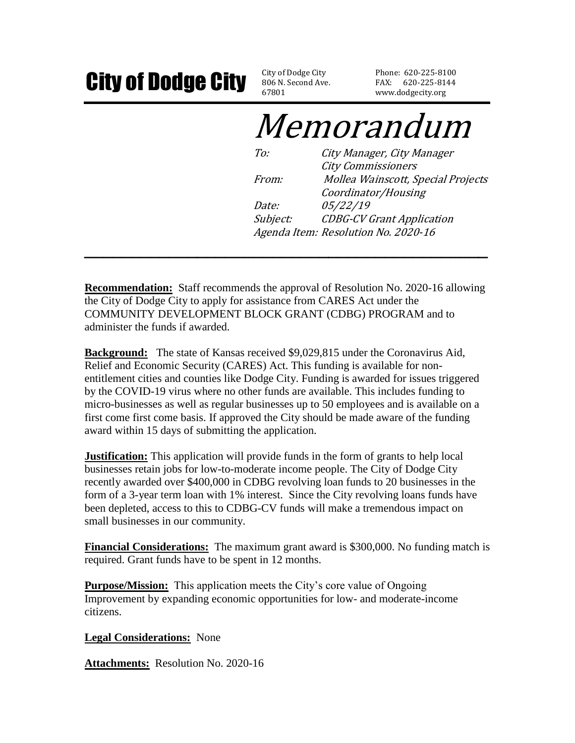# City of Dodge City

City of Dodge City
806 N. Second Ave.
67801

Phone: 620-225-8100
FAX: 620-225-8144
www.dodgecity.org

# *Memorandum*

*To:* *City Manager, City Manager*
*City Commissioners*
*From:* *Mollea Wainscott, Special Projects Coordinator/Housing*
*Date:* *05/22/19*
*Subject:* *CDBG-CV Grant Application*
*Agenda Item: Resolution No. 2020-16*

---

**Recommendation:** Staff recommends the approval of Resolution No. 2020-16 allowing the City of Dodge City to apply for assistance from CARES Act under the COMMUNITY DEVELOPMENT BLOCK GRANT (CDBG) PROGRAM and to administer the funds if awarded.

**Background:** The state of Kansas received $9,029,815 under the Coronavirus Aid, Relief and Economic Security (CARES) Act. This funding is available for non-entitlement cities and counties like Dodge City. Funding is awarded for issues triggered by the COVID-19 virus where no other funds are available. This includes funding to micro-businesses as well as regular businesses up to 50 employees and is available on a first come first come basis. If approved the City should be made aware of the funding award within 15 days of submitting the application.

**Justification:** This application will provide funds in the form of grants to help local businesses retain jobs for low-to-moderate income people. The City of Dodge City recently awarded over $400,000 in CDBG revolving loan funds to 20 businesses in the form of a 3-year term loan with 1% interest. Since the City revolving loans funds have been depleted, access to this to CDBG-CV funds will make a tremendous impact on small businesses in our community.

**Financial Considerations:** The maximum grant award is $300,000. No funding match is required. Grant funds have to be spent in 12 months.

**Purpose/Mission:** This application meets the City's core value of Ongoing Improvement by expanding economic opportunities for low- and moderate-income citizens.

**Legal Considerations:** None

**Attachments:** Resolution No. 2020-16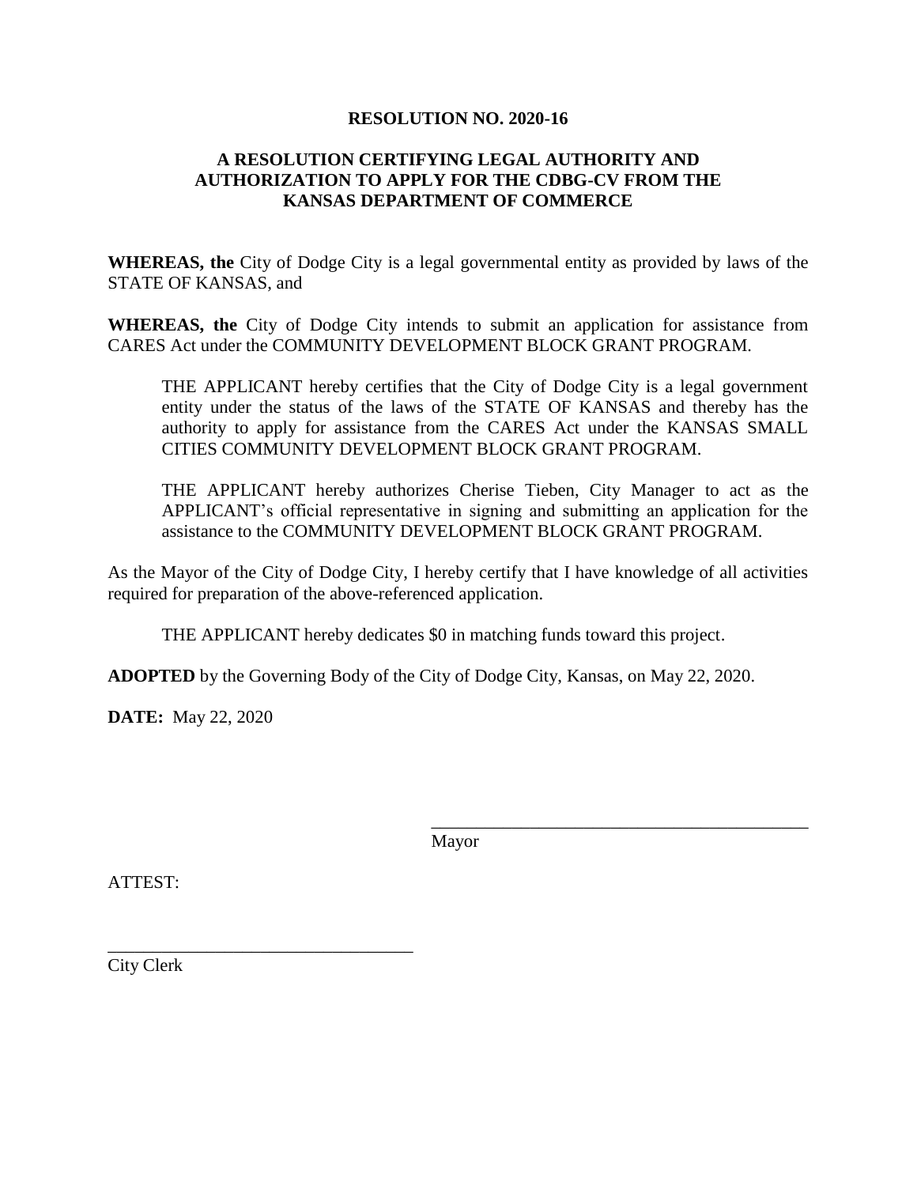**RESOLUTION NO. 2020-16**

**A RESOLUTION CERTIFYING LEGAL AUTHORITY AND AUTHORIZATION TO APPLY FOR THE CDBG-CV FROM THE KANSAS DEPARTMENT OF COMMERCE**

**WHEREAS, the** City of Dodge City is a legal governmental entity as provided by laws of the STATE OF KANSAS, and

**WHEREAS, the** City of Dodge City intends to submit an application for assistance from CARES Act under the COMMUNITY DEVELOPMENT BLOCK GRANT PROGRAM.

> THE APPLICANT hereby certifies that the City of Dodge City is a legal government entity under the status of the laws of the STATE OF KANSAS and thereby has the authority to apply for assistance from the CARES Act under the KANSAS SMALL CITIES COMMUNITY DEVELOPMENT BLOCK GRANT PROGRAM.
>
> THE APPLICANT hereby authorizes Cherise Tieben, City Manager to act as the APPLICANT's official representative in signing and submitting an application for the assistance to the COMMUNITY DEVELOPMENT BLOCK GRANT PROGRAM.

As the Mayor of the City of Dodge City, I hereby certify that I have knowledge of all activities required for preparation of the above-referenced application.

> THE APPLICANT hereby dedicates $0 in matching funds toward this project.

**ADOPTED** by the Governing Body of the City of Dodge City, Kansas, on May 22, 2020.

**DATE:** May 22, 2020

\_\_\_\_\_\_\_\_\_\_\_\_\_\_\_\_\_\_\_\_\_\_\_\_\_\_\_\_\_\_\_\_\_\_\_\_\_\_\_\_\_\_\_
Mayor

ATTEST:

\_\_\_\_\_\_\_\_\_\_\_\_\_\_\_\_\_\_\_\_\_\_\_\_\_\_\_\_\_\_\_\_\_\_
City Clerk